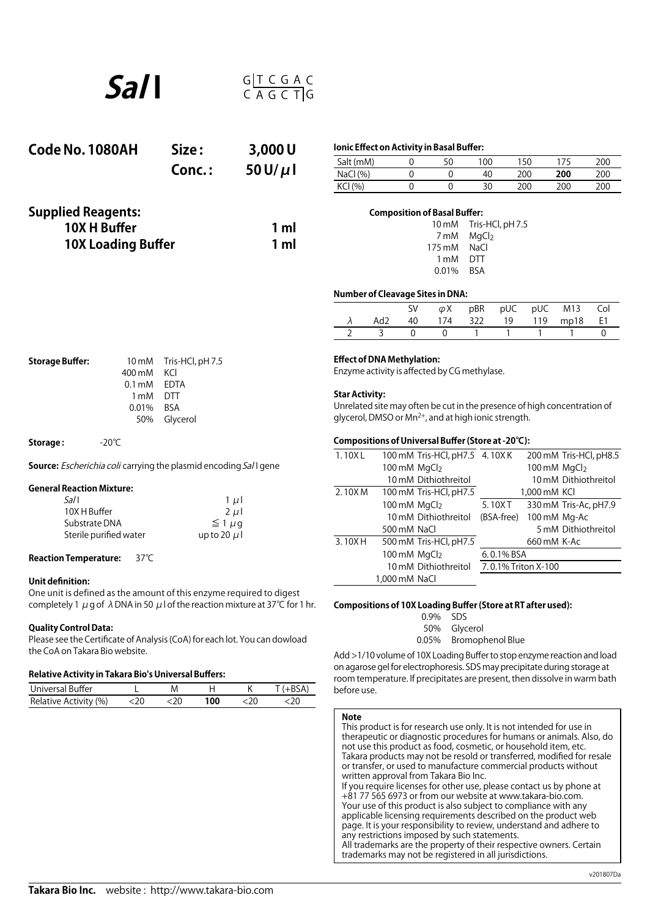# *Sal* I

```
G|T C G A C
C A G C T|G
```

## Code No. 1080AH

**Size: 3,000 U**

**Conc.: 50 U/μl**

## Supplied Reagents:

| | |
|---|---|
| **10X H Buffer** | **1 ml** |
| **10X Loading Buffer** | **1 ml** |

**Storage Buffer:**

| | |
|---|---|
| 10 mM | Tris-HCl, pH 7.5 |
| 400 mM | KCl |
| 0.1 mM | EDTA |
| 1 mM | DTT |
| 0.01% | BSA |
| 50% | Glycerol |

**Storage:** -20℃

**Source:** *Escherichia coli* carrying the plasmid encoding *Sal* I gene

**General Reaction Mixture:**

| | |
|---|---|
| *Sal* I | 1 μl |
| 10X H Buffer | 2 μl |
| Substrate DNA | ≦ 1 μg |
| Sterile purified water | up to 20 μl |

**Reaction Temperature:** 37℃

**Unit definition:**

One unit is defined as the amount of this enzyme required to digest completely 1 μg of λ DNA in 50 μl of the reaction mixture at 37℃ for 1 hr.

**Quality Control Data:**

Please see the Certificate of Analysis (CoA) for each lot. You can dowload the CoA on Takara Bio website.

**Relative Activity in Takara Bio's Universal Buffers:**

| Universal Buffer | L | M | H | K | T (+BSA) |
|---|---|---|---|---|---|
| Relative Activity (%) | <20 | <20 | **100** | <20 | <20 |

**Ionic Effect on Activity in Basal Buffer:**

| Salt (mM) | 0 | 50 | 100 | 150 | 175 | 200 |
|---|---|---|---|---|---|---|
| NaCl (%) | 0 | 0 | 40 | 200 | **200** | 200 |
| KCl (%) | 0 | 0 | 30 | 200 | 200 | 200 |

**Composition of Basal Buffer:**

| | |
|---|---|
| 10 mM | Tris-HCl, pH 7.5 |
| 7 mM | $MgCl_2$ |
| 175 mM | NaCl |
| 1 mM | DTT |
| 0.01% | BSA |

**Number of Cleavage Sites in DNA:**

| λ | Ad2 | SV 40 | φX 174 | pBR 322 | pUC 19 | pUC 119 | M13 mp18 | Col E1 |
|---|---|---|---|---|---|---|---|---|
| 2 | 3 | 0 | 0 | 1 | 1 | 1 | 1 | 0 |

**Effect of DNA Methylation:**

Enzyme activity is affected by CG methylase.

**Star Activity:**

Unrelated site may often be cut in the presence of high concentration of glycerol, DMSO or $Mn^{2+}$, and at high ionic strength.

**Compositions of Universal Buffer (Store at -20℃):**

| Buffer | Composition | Buffer | Composition |
|---|---|---|---|
| 1. 10X L | 100 mM Tris-HCl, pH7.5 | 4. 10X K | 200 mM Tris-HCl, pH8.5 |
| | 100 mM $MgCl_2$ | | 100 mM $MgCl_2$ |
| | 10 mM Dithiothreitol | | 10 mM Dithiothreitol |
| 2. 10X M | 100 mM Tris-HCl, pH7.5 | | 1,000 mM KCl |
| | 100 mM $MgCl_2$ | 5. 10X T (BSA-free) | 330 mM Tris-Ac, pH7.9 |
| | 10 mM Dithiothreitol | | 100 mM Mg-Ac |
| | 500 mM NaCl | | 5 mM Dithiothreitol |
| 3. 10X H | 500 mM Tris-HCl, pH7.5 | | 660 mM K-Ac |
| | 100 mM $MgCl_2$ | 6. 0.1% BSA | |
| | 10 mM Dithiothreitol | 7. 0.1% Triton X-100 | |
| | 1,000 mM NaCl | | |

**Compositions of 10X Loading Buffer (Store at RT after used):**

| | |
|---|---|
| 0.9% | SDS |
| 50% | Glycerol |
| 0.05% | Bromophenol Blue |

Add >1/10 volume of 10X Loading Buffer to stop enzyme reaction and load on agarose gel for electrophoresis. SDS may precipitate during storage at room temperature. If precipitates are present, then dissolve in warm bath before use.

**Note**

This product is for research use only. It is not intended for use in therapeutic or diagnostic procedures for humans or animals. Also, do not use this product as food, cosmetic, or household item, etc.
Takara products may not be resold or transferred, modified for resale or transfer, or used to manufacture commercial products without written approval from Takara Bio Inc.
If you require licenses for other use, please contact us by phone at +81 77 565 6973 or from our website at www.takara-bio.com.
Your use of this product is also subject to compliance with any applicable licensing requirements described on the product web page. It is your responsibility to review, understand and adhere to any restrictions imposed by such statements.
All trademarks are the property of their respective owners. Certain trademarks may not be registered in all jurisdictions.

v201807Da

**Takara Bio Inc.** website : http://www.takara-bio.com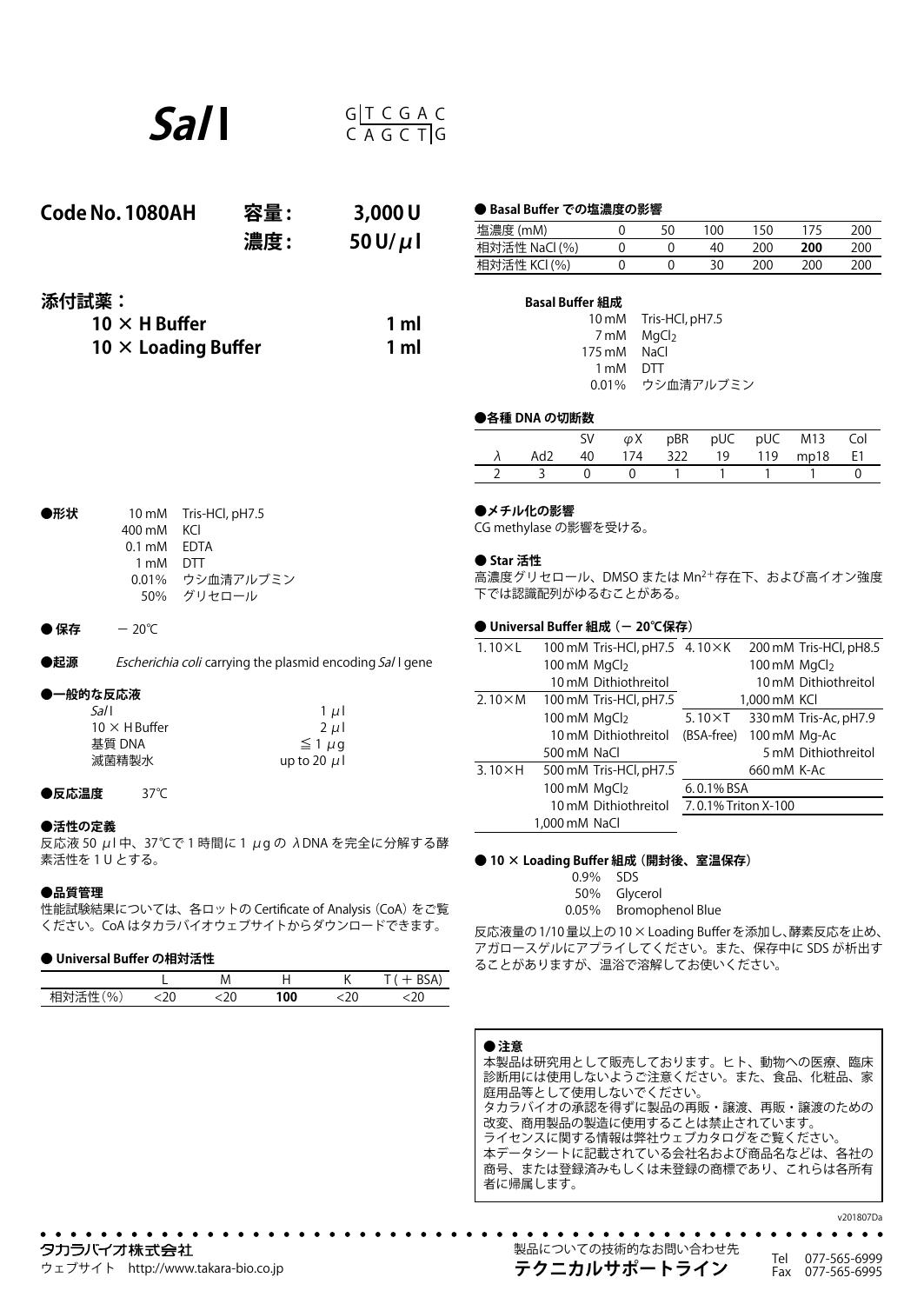# *Sal* I

G|T C G A C
C A G C T|G

**Code No. 1080AH**　**容量：** 3,000 U
**濃度：** 50 U/μl

## 添付試薬：

**10 × H Buffer**　**1 ml**
**10 × Loading Buffer**　**1 ml**

**●形状**

| | |
|---|---|
| 10 mM | Tris-HCl, pH7.5 |
| 400 mM | KCl |
| 0.1 mM | EDTA |
| 1 mM | DTT |
| 0.01% | ウシ血清アルブミン |
| 50% | グリセロール |

**● 保存**　− 20℃

**●起源**　*Escherichia coli* carrying the plasmid encoding *Sal* I gene

**●一般的な反応液**

| | |
|---|---|
| *Sal* I | 1 μl |
| 10 × H Buffer | 2 μl |
| 基質 DNA | ≦ 1 μg |
| 滅菌精製水 | up to 20 μl |

**●反応温度**　37℃

**●活性の定義**
反応液 50 μl 中、37℃で 1 時間に 1 μg の λDNA を完全に分解する酵素活性を 1 U とする。

**●品質管理**
性能試験結果については、各ロットの Certificate of Analysis（CoA）をご覧ください。CoA はタカラバイオウェブサイトからダウンロードできます。

**● Universal Buffer の相対活性**

| | L | M | H | K | T（＋ BSA） |
|---|---|---|---|---|---|
| 相対活性（%） | <20 | <20 | **100** | <20 | <20 |

**● Basal Buffer での塩濃度の影響**

| 塩濃度 (mM) | 0 | 50 | 100 | 150 | 175 | 200 |
|---|---|---|---|---|---|---|
| 相対活性 NaCl (%) | 0 | 0 | 40 | 200 | **200** | 200 |
| 相対活性 KCl (%) | 0 | 0 | 30 | 200 | 200 | 200 |

**Basal Buffer 組成**

| | |
|---|---|
| 10 mM | Tris-HCl, pH7.5 |
| 7 mM | $MgCl_2$ |
| 175 mM | NaCl |
| 1 mM | DTT |
| 0.01% | ウシ血清アルブミン |

**●各種 DNA の切断数**

| λ | Ad2 | SV 40 | φX 174 | pBR 322 | pUC 19 | pUC 119 | M13 mp18 | Col E1 |
|---|---|---|---|---|---|---|---|---|
| 2 | 3 | 0 | 0 | 1 | 1 | 1 | 1 | 0 |

**●メチル化の影響**
CG methylase の影響を受ける。

**● Star 活性**
高濃度グリセロール、DMSO または $Mn^{2+}$ 存在下、および高イオン強度下では認識配列がゆるむことがある。

**● Universal Buffer 組成（− 20℃保存）**

| | | | |
|---|---|---|---|
| 1. 10×L | 100 mM Tris-HCl, pH7.5<br>100 mM $MgCl_2$<br>10 mM Dithiothreitol | 4. 10×K | 200 mM Tris-HCl, pH8.5<br>100 mM $MgCl_2$<br>10 mM Dithiothreitol<br>1,000 mM KCl |
| 2. 10×M | 100 mM Tris-HCl, pH7.5<br>100 mM $MgCl_2$<br>10 mM Dithiothreitol<br>500 mM NaCl | 5. 10×T (BSA-free) | 330 mM Tris-Ac, pH7.9<br>100 mM Mg-Ac<br>5 mM Dithiothreitol<br>660 mM K-Ac |
| 3. 10×H | 500 mM Tris-HCl, pH7.5<br>100 mM $MgCl_2$<br>10 mM Dithiothreitol<br>1,000 mM NaCl | 6. 0.1% BSA<br>7. 0.1% Triton X-100 | |

**● 10 × Loading Buffer 組成（開封後、室温保存）**

| | |
|---|---|
| 0.9% | SDS |
| 50% | Glycerol |
| 0.05% | Bromophenol Blue |

反応液量の 1/10 量以上の 10 × Loading Buffer を添加し、酵素反応を止め、アガロースゲルにアプライしてください。また、保存中に SDS が析出することがありますが、温浴で溶解してお使いください。

**● 注意**
本製品は研究用として販売しております。ヒト、動物への医療、臨床診断用には使用しないようご注意ください。また、食品、化粧品、家庭用品等として使用しないでください。
タカラバイオの承認を得ずに製品の再販・譲渡、再販・譲渡のための改変、商用製品の製造に使用することは禁止されています。
ライセンスに関する情報は弊社ウェブカタログをご覧ください。
本データシートに記載されている会社名および商品名などは、各社の商号、または登録済みもしくは未登録の商標であり、これらは各所有者に帰属します。

v201807Da

タカラバイオ株式会社
ウェブサイト　http://www.takara-bio.co.jp

製品についての技術的なお問い合わせ先
**テクニカルサポートライン**　Tel 077-565-6999　Fax 077-565-6995